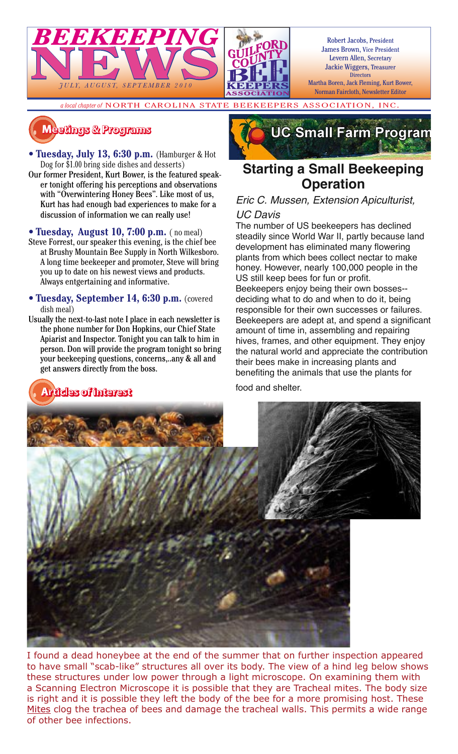# BEEKEEPING NEWS

*JULY, AUGUST, SEPTEMBER 2010*

GUILFORD COUNTY BEE KEEPERS ASSOCIATION

Robert Jacobs, President
James Brown, Vice President
Levern Allen, Secretary
Jackie Wiggers, Treasurer
Directors
Martha Boren, Jack Fleming, Kurt Bower,
Norman Faircloth, Newsletter Editor

*a local chapter of* NORTH CAROLINA STATE BEEKEEPERS ASSOCIATION, INC.

## Meetings & Programs

- **Tuesday, July 13, 6:30 p.m.** (Hamburger & Hot Dog for $1.00 bring side dishes and desserts)

Our former President, Kurt Bower, is the featured speaker tonight offering his perceptions and observations with "Overwintering Honey Bees". Like most of us, Kurt has had enough bad experiences to make for a discussion of information we can really use!

- **Tuesday, August 10, 7:00 p.m.** ( no meal)

Steve Forrest, our speaker this evening, is the chief bee at Brushy Mountain Bee Supply in North Wilkesboro. A long time beekeeper and promoter, Steve will bring you up to date on his newest views and products. Always entgertaining and informative.

- **Tuesday, September 14, 6:30 p.m.** (covered dish meal)

Usually the next-to-last note I place in each newsletter is the phone number for Don Hopkins, our Chief State Apiarist and Inspector. Tonight you can talk to him in person. Don will provide the program tonight so bring your beekeeping questions, concerns,..any & all and get answers directly from the boss.

## UC Small Farm Program

## Starting a Small Beekeeping Operation

*Eric C. Mussen, Extension Apiculturist, UC Davis*

The number of US beekeepers has declined steadily since World War II, partly because land development has eliminated many flowering plants from which bees collect nectar to make honey. However, nearly 100,000 people in the US still keep bees for fun or profit.

Beekeepers enjoy being their own bosses--deciding what to do and when to do it, being responsible for their own successes or failures. Beekeepers are adept at, and spend a significant amount of time in, assembling and repairing hives, frames, and other equipment. They enjoy the natural world and appreciate the contribution their bees make in increasing plants and benefiting the animals that use the plants for food and shelter.

## Articles of Interest

I found a dead honeybee at the end of the summer that on further inspection appeared to have small "scab-like" structures all over its body. The view of a hind leg below shows these structures under low power through a light microscope. On examining them with a Scanning Electron Microscope it is possible that they are Tracheal mites. The body size is right and it is possible they left the body of the bee for a more promising host. These Mites clog the trachea of bees and damage the tracheal walls. This permits a wide range of other bee infections.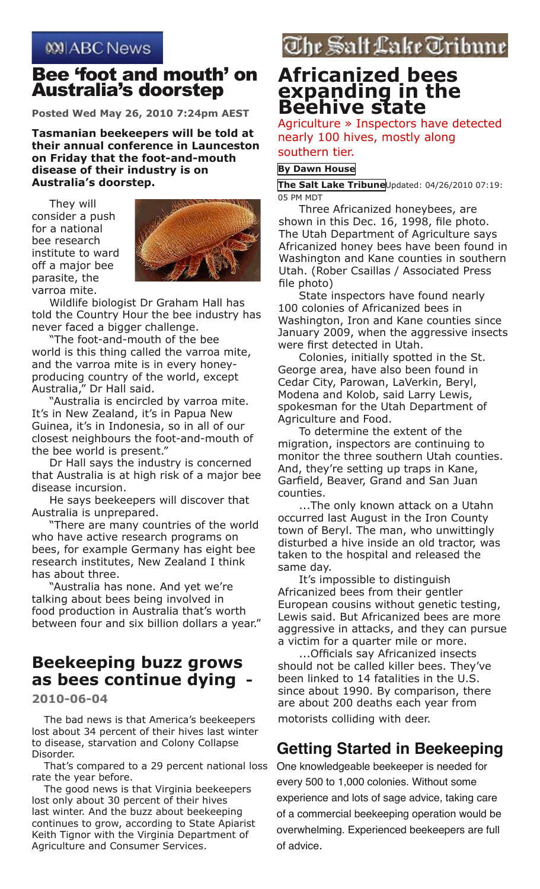ABC News

## Bee 'foot and mouth' on Australia's doorstep

**Posted Wed May 26, 2010 7:24pm AEST**

**Tasmanian beekeepers will be told at their annual conference in Launceston on Friday that the foot-and-mouth disease of their industry is on Australia's doorstep.**

They will consider a push for a national bee research institute to ward off a major bee parasite, the varroa mite.

Wildlife biologist Dr Graham Hall has told the Country Hour the bee industry has never faced a bigger challenge.

"The foot-and-mouth of the bee world is this thing called the varroa mite, and the varroa mite is in every honey-producing country of the world, except Australia," Dr Hall said.

"Australia is encircled by varroa mite. It's in New Zealand, it's in Papua New Guinea, it's in Indonesia, so in all of our closest neighbours the foot-and-mouth of the bee world is present."

Dr Hall says the industry is concerned that Australia is at high risk of a major bee disease incursion.

He says beekeepers will discover that Australia is unprepared.

"There are many countries of the world who have active research programs on bees, for example Germany has eight bee research institutes, New Zealand I think has about three.

"Australia has none. And yet we're talking about bees being involved in food production in Australia that's worth between four and six billion dollars a year."

## Beekeeping buzz grows as bees continue dying -

**2010-06-04**

The bad news is that America's beekeepers lost about 34 percent of their hives last winter to disease, starvation and Colony Collapse Disorder.

That's compared to a 29 percent national loss rate the year before.

The good news is that Virginia beekeepers lost only about 30 percent of their hives last winter. And the buzz about beekeeping continues to grow, according to State Apiarist Keith Tignor with the Virginia Department of Agriculture and Consumer Services.

The Salt Lake Tribune

## Africanized bees expanding in the Beehive state

Agriculture » Inspectors have detected nearly 100 hives, mostly along southern tier.

**By Dawn House**

**The Salt Lake Tribune** Updated: 04/26/2010 07:19:05 PM MDT

Three Africanized honeybees, are shown in this Dec. 16, 1998, file photo. The Utah Department of Agriculture says Africanized honey bees have been found in Washington and Kane counties in southern Utah. (Rober Csaillas / Associated Press file photo)

State inspectors have found nearly 100 colonies of Africanized bees in Washington, Iron and Kane counties since January 2009, when the aggressive insects were first detected in Utah.

Colonies, initially spotted in the St. George area, have also been found in Cedar City, Parowan, LaVerkin, Beryl, Modena and Kolob, said Larry Lewis, spokesman for the Utah Department of Agriculture and Food.

To determine the extent of the migration, inspectors are continuing to monitor the three southern Utah counties. And, they're setting up traps in Kane, Garfield, Beaver, Grand and San Juan counties.

...The only known attack on a Utahn occurred last August in the Iron County town of Beryl. The man, who unwittingly disturbed a hive inside an old tractor, was taken to the hospital and released the same day.

It's impossible to distinguish Africanized bees from their gentler European cousins without genetic testing, Lewis said. But Africanized bees are more aggressive in attacks, and they can pursue a victim for a quarter mile or more.

...Officials say Africanized insects should not be called killer bees. They've been linked to 14 fatalities in the U.S. since about 1990. By comparison, there are about 200 deaths each year from motorists colliding with deer.

## Getting Started in Beekeeping

One knowledgeable beekeeper is needed for every 500 to 1,000 colonies. Without some experience and lots of sage advice, taking care of a commercial beekeeping operation would be overwhelming. Experienced beekeepers are full of advice.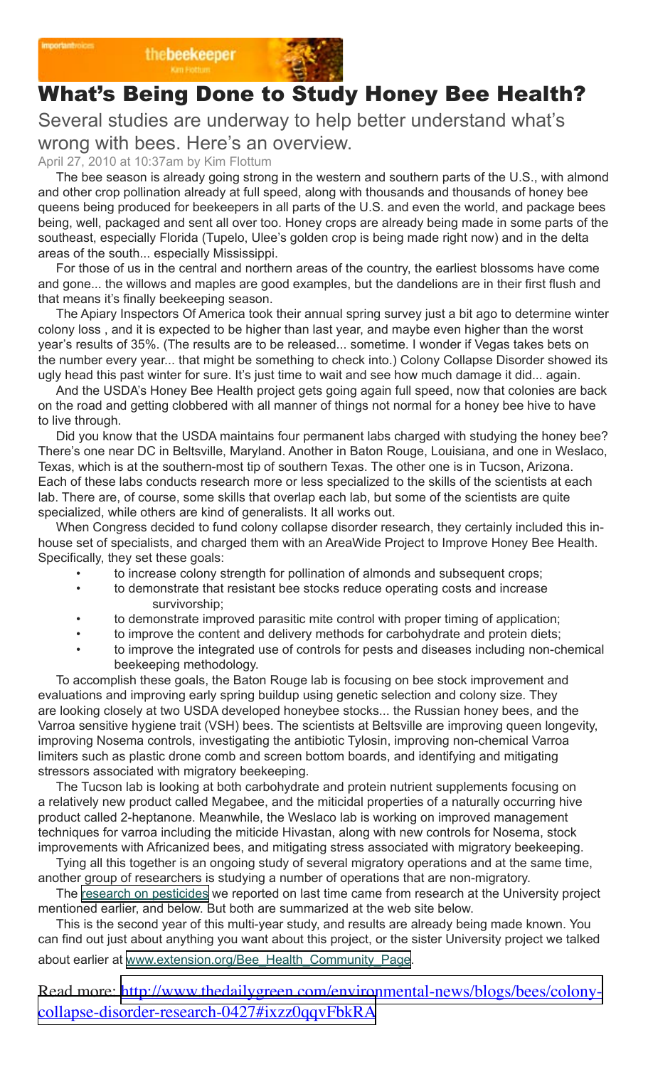# What's Being Done to Study Honey Bee Health?

Several studies are underway to help better understand what's wrong with bees. Here's an overview.

April 27, 2010 at 10:37am by Kim Flottum

The bee season is already going strong in the western and southern parts of the U.S., with almond and other crop pollination already at full speed, along with thousands and thousands of honey bee queens being produced for beekeepers in all parts of the U.S. and even the world, and package bees being, well, packaged and sent all over too. Honey crops are already being made in some parts of the southeast, especially Florida (Tupelo, Ulee's golden crop is being made right now) and in the delta areas of the south... especially Mississippi.

For those of us in the central and northern areas of the country, the earliest blossoms have come and gone... the willows and maples are good examples, but the dandelions are in their first flush and that means it's finally beekeeping season.

The Apiary Inspectors Of America took their annual spring survey just a bit ago to determine winter colony loss , and it is expected to be higher than last year, and maybe even higher than the worst year's results of 35%. (The results are to be released... sometime. I wonder if Vegas takes bets on the number every year... that might be something to check into.) Colony Collapse Disorder showed its ugly head this past winter for sure. It's just time to wait and see how much damage it did... again.

And the USDA's Honey Bee Health project gets going again full speed, now that colonies are back on the road and getting clobbered with all manner of things not normal for a honey bee hive to have to live through.

Did you know that the USDA maintains four permanent labs charged with studying the honey bee? There's one near DC in Beltsville, Maryland. Another in Baton Rouge, Louisiana, and one in Weslaco, Texas, which is at the southern-most tip of southern Texas. The other one is in Tucson, Arizona. Each of these labs conducts research more or less specialized to the skills of the scientists at each lab. There are, of course, some skills that overlap each lab, but some of the scientists are quite specialized, while others are kind of generalists. It all works out.

When Congress decided to fund colony collapse disorder research, they certainly included this in-house set of specialists, and charged them with an AreaWide Project to Improve Honey Bee Health. Specifically, they set these goals:

- to increase colony strength for pollination of almonds and subsequent crops;
- to demonstrate that resistant bee stocks reduce operating costs and increase survivorship;
- to demonstrate improved parasitic mite control with proper timing of application;
- to improve the content and delivery methods for carbohydrate and protein diets;
- to improve the integrated use of controls for pests and diseases including non-chemical beekeeping methodology.

To accomplish these goals, the Baton Rouge lab is focusing on bee stock improvement and evaluations and improving early spring buildup using genetic selection and colony size. They are looking closely at two USDA developed honeybee stocks... the Russian honey bees, and the Varroa sensitive hygiene trait (VSH) bees. The scientists at Beltsville are improving queen longevity, improving Nosema controls, investigating the antibiotic Tylosin, improving non-chemical Varroa limiters such as plastic drone comb and screen bottom boards, and identifying and mitigating stressors associated with migratory beekeeping.

The Tucson lab is looking at both carbohydrate and protein nutrient supplements focusing on a relatively new product called Megabee, and the miticidal properties of a naturally occurring hive product called 2-heptanone. Meanwhile, the Weslaco lab is working on improved management techniques for varroa including the miticide Hivastan, along with new controls for Nosema, stock improvements with Africanized bees, and mitigating stress associated with migratory beekeeping.

Tying all this together is an ongoing study of several migratory operations and at the same time, another group of researchers is studying a number of operations that are non-migratory.

The research on pesticides we reported on last time came from research at the University project mentioned earlier, and below. But both are summarized at the web site below.

This is the second year of this multi-year study, and results are already being made known. You can find out just about anything you want about this project, or the sister University project we talked about earlier at www.extension.org/Bee_Health_Community_Page.

Read more: http://www.thedailygreen.com/environmental-news/blogs/bees/colony-collapse-disorder-research-0427#ixzz0qqvFbkRA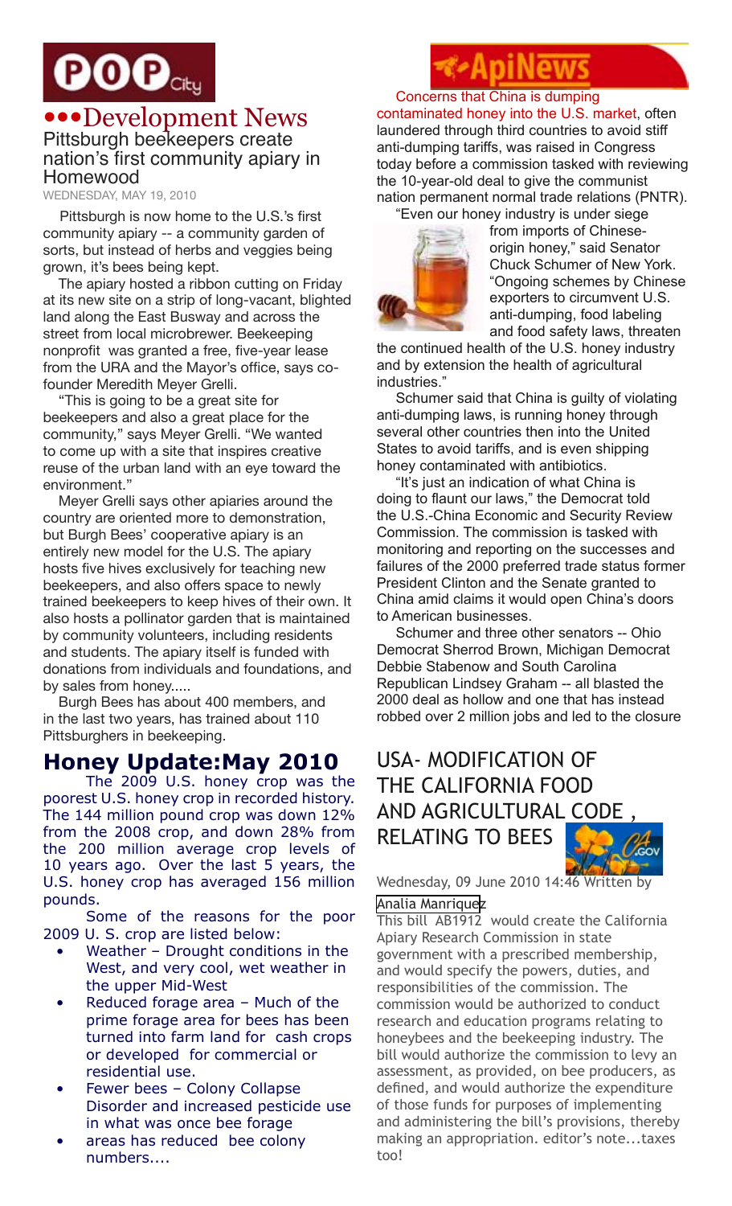# POP City

## •••Development News

### Pittsburgh beekeepers create nation's first community apiary in Homewood

WEDNESDAY, MAY 19, 2010

Pittsburgh is now home to the U.S.'s first community apiary -- a community garden of sorts, but instead of herbs and veggies being grown, it's bees being kept.

The apiary hosted a ribbon cutting on Friday at its new site on a strip of long-vacant, blighted land along the East Busway and across the street from local microbrewer. Beekeeping nonprofit was granted a free, five-year lease from the URA and the Mayor's office, says co-founder Meredith Meyer Grelli.

"This is going to be a great site for beekeepers and also a great place for the community," says Meyer Grelli. "We wanted to come up with a site that inspires creative reuse of the urban land with an eye toward the environment."

Meyer Grelli says other apiaries around the country are oriented more to demonstration, but Burgh Bees' cooperative apiary is an entirely new model for the U.S. The apiary hosts five hives exclusively for teaching new beekeepers, and also offers space to newly trained beekeepers to keep hives of their own. It also hosts a pollinator garden that is maintained by community volunteers, including residents and students. The apiary itself is funded with donations from individuals and foundations, and by sales from honey.....

Burgh Bees has about 400 members, and in the last two years, has trained about 110 Pittsburghers in beekeeping.

## Honey Update:May 2010

The 2009 U.S. honey crop was the poorest U.S. honey crop in recorded history. The 144 million pound crop was down 12% from the 2008 crop, and down 28% from the 200 million average crop levels of 10 years ago. Over the last 5 years, the U.S. honey crop has averaged 156 million pounds.

Some of the reasons for the poor 2009 U. S. crop are listed below:

- Weather – Drought conditions in the West, and very cool, wet weather in the upper Mid-West
- Reduced forage area – Much of the prime forage area for bees has been turned into farm land for cash crops or developed for commercial or residential use.
- Fewer bees – Colony Collapse Disorder and increased pesticide use in what was once bee forage
- areas has reduced bee colony numbers....

# ApiNews

Concerns that China is dumping contaminated honey into the U.S. market, often laundered through third countries to avoid stiff anti-dumping tariffs, was raised in Congress today before a commission tasked with reviewing the 10-year-old deal to give the communist nation permanent normal trade relations (PNTR).

"Even our honey industry is under siege from imports of Chinese-origin honey," said Senator Chuck Schumer of New York. "Ongoing schemes by Chinese exporters to circumvent U.S. anti-dumping, food labeling and food safety laws, threaten the continued health of the U.S. honey industry and by extension the health of agricultural industries."

Schumer said that China is guilty of violating anti-dumping laws, is running honey through several other countries then into the United States to avoid tariffs, and is even shipping honey contaminated with antibiotics.

"It's just an indication of what China is doing to flaunt our laws," the Democrat told the U.S.-China Economic and Security Review Commission. The commission is tasked with monitoring and reporting on the successes and failures of the 2000 preferred trade status former President Clinton and the Senate granted to China amid claims it would open China's doors to American businesses.

Schumer and three other senators -- Ohio Democrat Sherrod Brown, Michigan Democrat Debbie Stabenow and South Carolina Republican Lindsey Graham -- all blasted the 2000 deal as hollow and one that has instead robbed over 2 million jobs and led to the closure

## USA- MODIFICATION OF THE CALIFORNIA FOOD AND AGRICULTURAL CODE , RELATING TO BEES

Wednesday, 09 June 2010 14:46 Written by Analia Manriquez

This bill AB1912 would create the California Apiary Research Commission in state government with a prescribed membership, and would specify the powers, duties, and responsibilities of the commission. The commission would be authorized to conduct research and education programs relating to honeybees and the beekeeping industry. The bill would authorize the commission to levy an assessment, as provided, on bee producers, as defined, and would authorize the expenditure of those funds for purposes of implementing and administering the bill's provisions, thereby making an appropriation. editor's note...taxes too!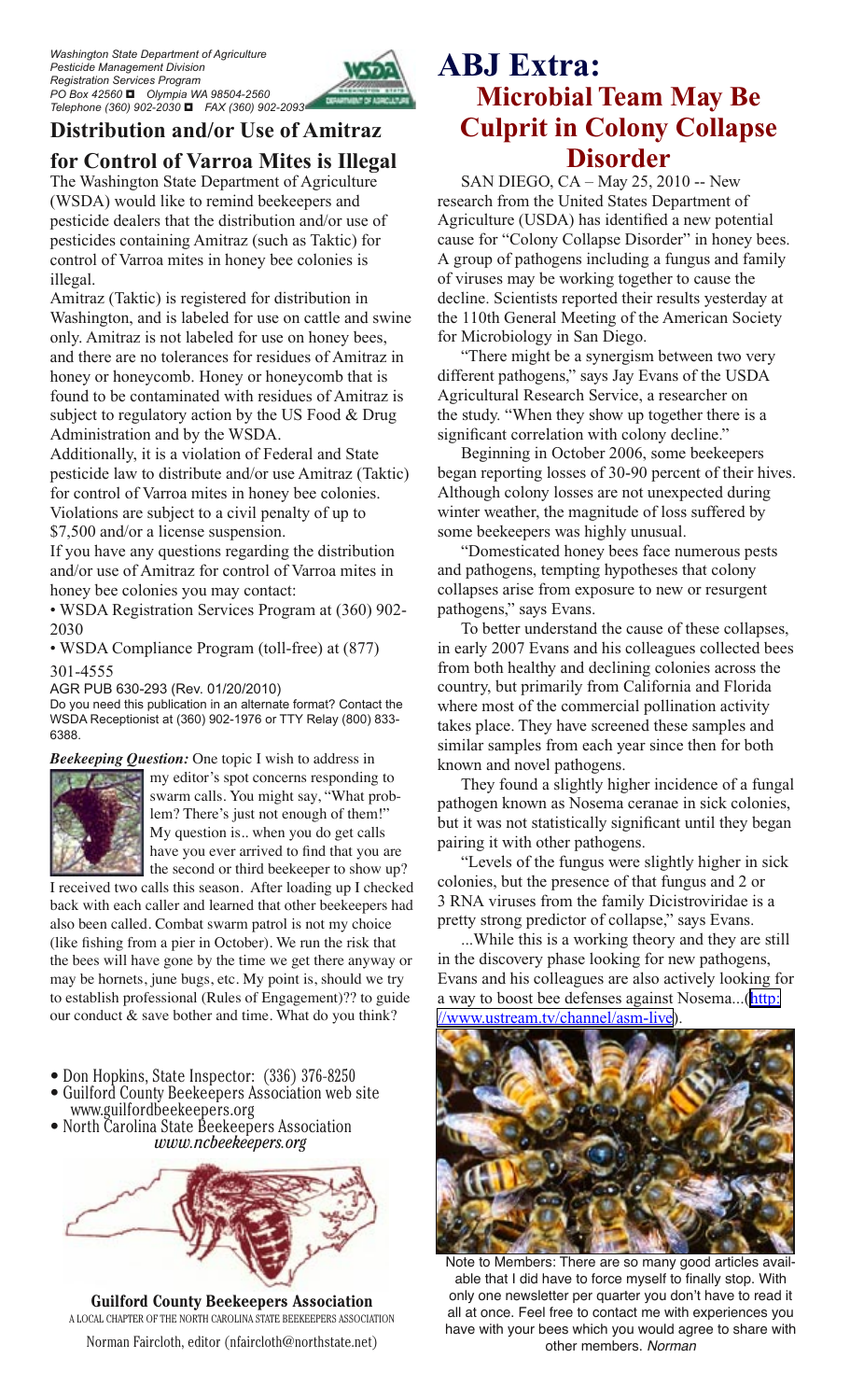*Washington State Department of Agriculture*
*Pesticide Management Division*
*Registration Services Program*
*PO Box 42560 ◘ Olympia WA 98504-2560*
*Telephone (360) 902-2030 ◘ FAX (360) 902-2093*

## Distribution and/or Use of Amitraz for Control of Varroa Mites is Illegal

The Washington State Department of Agriculture (WSDA) would like to remind beekeepers and pesticide dealers that the distribution and/or use of pesticides containing Amitraz (such as Taktic) for control of Varroa mites in honey bee colonies is illegal.

Amitraz (Taktic) is registered for distribution in Washington, and is labeled for use on cattle and swine only. Amitraz is not labeled for use on honey bees, and there are no tolerances for residues of Amitraz in honey or honeycomb. Honey or honeycomb that is found to be contaminated with residues of Amitraz is subject to regulatory action by the US Food & Drug Administration and by the WSDA.

Additionally, it is a violation of Federal and State pesticide law to distribute and/or use Amitraz (Taktic) for control of Varroa mites in honey bee colonies. Violations are subject to a civil penalty of up to $7,500 and/or a license suspension.

If you have any questions regarding the distribution and/or use of Amitraz for control of Varroa mites in honey bee colonies you may contact:

• WSDA Registration Services Program at (360) 902-2030

• WSDA Compliance Program (toll-free) at (877) 301-4555

AGR PUB 630-293 (Rev. 01/20/2010)

Do you need this publication in an alternate format? Contact the WSDA Receptionist at (360) 902-1976 or TTY Relay (800) 833-6388.

***Beekeeping Question:*** One topic I wish to address in my editor's spot concerns responding to swarm calls. You might say, "What problem? There's just not enough of them!" My question is.. when you do get calls have you ever arrived to find that you are the second or third beekeeper to show up? I received two calls this season. After loading up I checked back with each caller and learned that other beekeepers had also been called. Combat swarm patrol is not my choice (like fishing from a pier in October). We run the risk that the bees will have gone by the time we get there anyway or may be hornets, june bugs, etc. My point is, should we try to establish professional (Rules of Engagement)?? to guide our conduct & save bother and time. What do you think?

- Don Hopkins, State Inspector: (336) 376-8250
- Guilford County Beekeepers Association web site www.guilfordbeekeepers.org
- North Carolina State Beekeepers Association *www.ncbeekeepers.org*

**Guilford County Beekeepers Association**
A LOCAL CHAPTER OF THE NORTH CAROLINA STATE BEEKEEPERS ASSOCIATION
Norman Faircloth, editor (nfaircloth@northstate.net)

# ABJ Extra:
## Microbial Team May Be Culprit in Colony Collapse Disorder

SAN DIEGO, CA – May 25, 2010 -- New research from the United States Department of Agriculture (USDA) has identified a new potential cause for "Colony Collapse Disorder" in honey bees. A group of pathogens including a fungus and family of viruses may be working together to cause the decline. Scientists reported their results yesterday at the 110th General Meeting of the American Society for Microbiology in San Diego.

"There might be a synergism between two very different pathogens," says Jay Evans of the USDA Agricultural Research Service, a researcher on the study. "When they show up together there is a significant correlation with colony decline."

Beginning in October 2006, some beekeepers began reporting losses of 30-90 percent of their hives. Although colony losses are not unexpected during winter weather, the magnitude of loss suffered by some beekeepers was highly unusual.

"Domesticated honey bees face numerous pests and pathogens, tempting hypotheses that colony collapses arise from exposure to new or resurgent pathogens," says Evans.

To better understand the cause of these collapses, in early 2007 Evans and his colleagues collected bees from both healthy and declining colonies across the country, but primarily from California and Florida where most of the commercial pollination activity takes place. They have screened these samples and similar samples from each year since then for both known and novel pathogens.

They found a slightly higher incidence of a fungal pathogen known as Nosema ceranae in sick colonies, but it was not statistically significant until they began pairing it with other pathogens.

"Levels of the fungus were slightly higher in sick colonies, but the presence of that fungus and 2 or 3 RNA viruses from the family Dicistroviridae is a pretty strong predictor of collapse," says Evans.

...While this is a working theory and they are still in the discovery phase looking for new pathogens, Evans and his colleagues are also actively looking for a way to boost bee defenses against Nosema...(http://www.ustream.tv/channel/asm-live).

Note to Members: There are so many good articles available that I did have to force myself to finally stop. With only one newsletter per quarter you don't have to read it all at once. Feel free to contact me with experiences you have with your bees which you would agree to share with other members. *Norman*